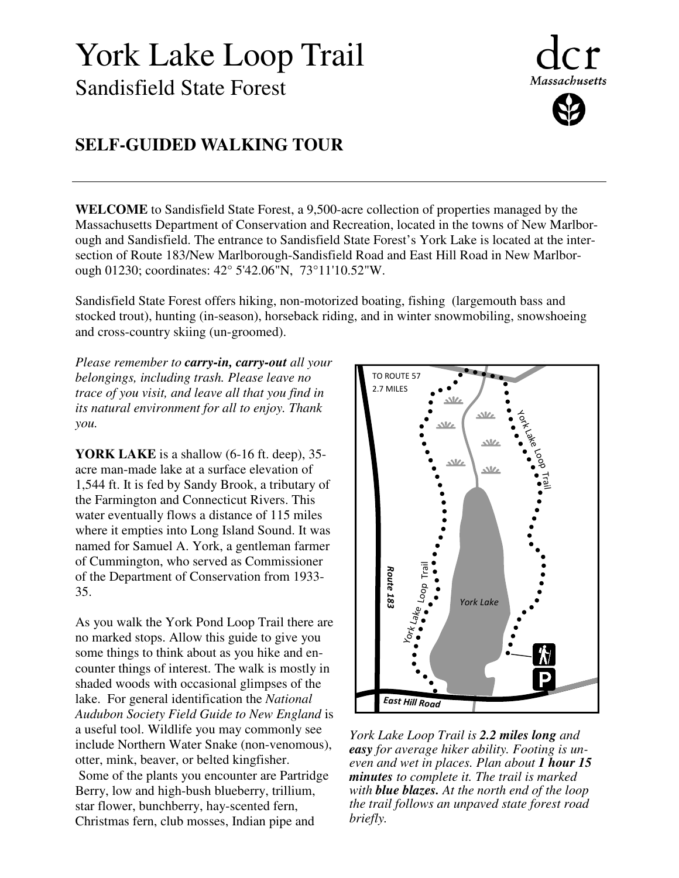# York Lake Loop Trail

## Sandisfield State Forest

dcr Massachusetts

## SELF-GUIDED WALKING TOUR

---

**WELCOME** to Sandisfield State Forest, a 9,500-acre collection of properties managed by the Massachusetts Department of Conservation and Recreation, located in the towns of New Marlborough and Sandisfield. The entrance to Sandisfield State Forest's York Lake is located at the intersection of Route 183/New Marlborough-Sandisfield Road and East Hill Road in New Marlborough 01230; coordinates: 42° 5'42.06"N, 73°11'10.52"W.

Sandisfield State Forest offers hiking, non-motorized boating, fishing (largemouth bass and stocked trout), hunting (in-season), horseback riding, and in winter snowmobiling, snowshoeing and cross-country skiing (un-groomed).

*Please remember to **carry-in, carry-out** all your belongings, including trash. Please leave no trace of you visit, and leave all that you find in its natural environment for all to enjoy. Thank you.*

**YORK LAKE** is a shallow (6-16 ft. deep), 35-acre man-made lake at a surface elevation of 1,544 ft. It is fed by Sandy Brook, a tributary of the Farmington and Connecticut Rivers. This water eventually flows a distance of 115 miles where it empties into Long Island Sound. It was named for Samuel A. York, a gentleman farmer of Cummington, who served as Commissioner of the Department of Conservation from 1933-35.

As you walk the York Pond Loop Trail there are no marked stops. Allow this guide to give you some things to think about as you hike and encounter things of interest. The walk is mostly in shaded woods with occasional glimpses of the lake. For general identification the *National Audubon Society Field Guide to New England* is a useful tool. Wildlife you may commonly see include Northern Water Snake (non-venomous), otter, mink, beaver, or belted kingfisher.
Some of the plants you encounter are Partridge Berry, low and high-bush blueberry, trillium, star flower, bunchberry, hay-scented fern, Christmas fern, club mosses, Indian pipe and

TO ROUTE 57 2.7 MILES

York Lake Loop Trail

Route 183

York Lake

East Hill Road

*York Lake Loop Trail is **2.2 miles long** and **easy** for average hiker ability. Footing is uneven and wet in places. Plan about **1 hour 15 minutes** to complete it. The trail is marked with **blue blazes.** At the north end of the loop the trail follows an unpaved state forest road briefly.*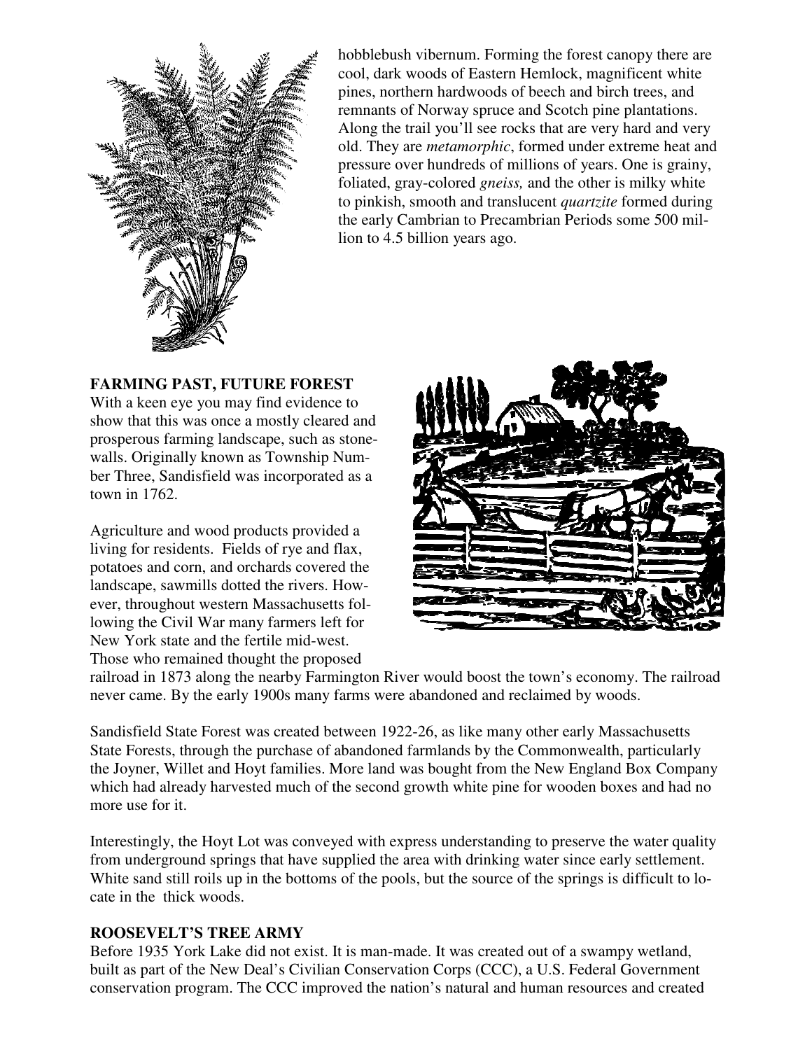hobblebush vibernum. Forming the forest canopy there are cool, dark woods of Eastern Hemlock, magnificent white pines, northern hardwoods of beech and birch trees, and remnants of Norway spruce and Scotch pine plantations. Along the trail you'll see rocks that are very hard and very old. They are *metamorphic*, formed under extreme heat and pressure over hundreds of millions of years. One is grainy, foliated, gray-colored *gneiss,* and the other is milky white to pinkish, smooth and translucent *quartzite* formed during the early Cambrian to Precambrian Periods some 500 million to 4.5 billion years ago.

**FARMING PAST, FUTURE FOREST**

With a keen eye you may find evidence to show that this was once a mostly cleared and prosperous farming landscape, such as stonewalls. Originally known as Township Number Three, Sandisfield was incorporated as a town in 1762.

Agriculture and wood products provided a living for residents. Fields of rye and flax, potatoes and corn, and orchards covered the landscape, sawmills dotted the rivers. However, throughout western Massachusetts following the Civil War many farmers left for New York state and the fertile mid-west. Those who remained thought the proposed railroad in 1873 along the nearby Farmington River would boost the town's economy. The railroad never came. By the early 1900s many farms were abandoned and reclaimed by woods.

Sandisfield State Forest was created between 1922-26, as like many other early Massachusetts State Forests, through the purchase of abandoned farmlands by the Commonwealth, particularly the Joyner, Willet and Hoyt families. More land was bought from the New England Box Company which had already harvested much of the second growth white pine for wooden boxes and had no more use for it.

Interestingly, the Hoyt Lot was conveyed with express understanding to preserve the water quality from underground springs that have supplied the area with drinking water since early settlement. White sand still roils up in the bottoms of the pools, but the source of the springs is difficult to locate in the thick woods.

**ROOSEVELT'S TREE ARMY**

Before 1935 York Lake did not exist. It is man-made. It was created out of a swampy wetland, built as part of the New Deal's Civilian Conservation Corps (CCC), a U.S. Federal Government conservation program. The CCC improved the nation's natural and human resources and created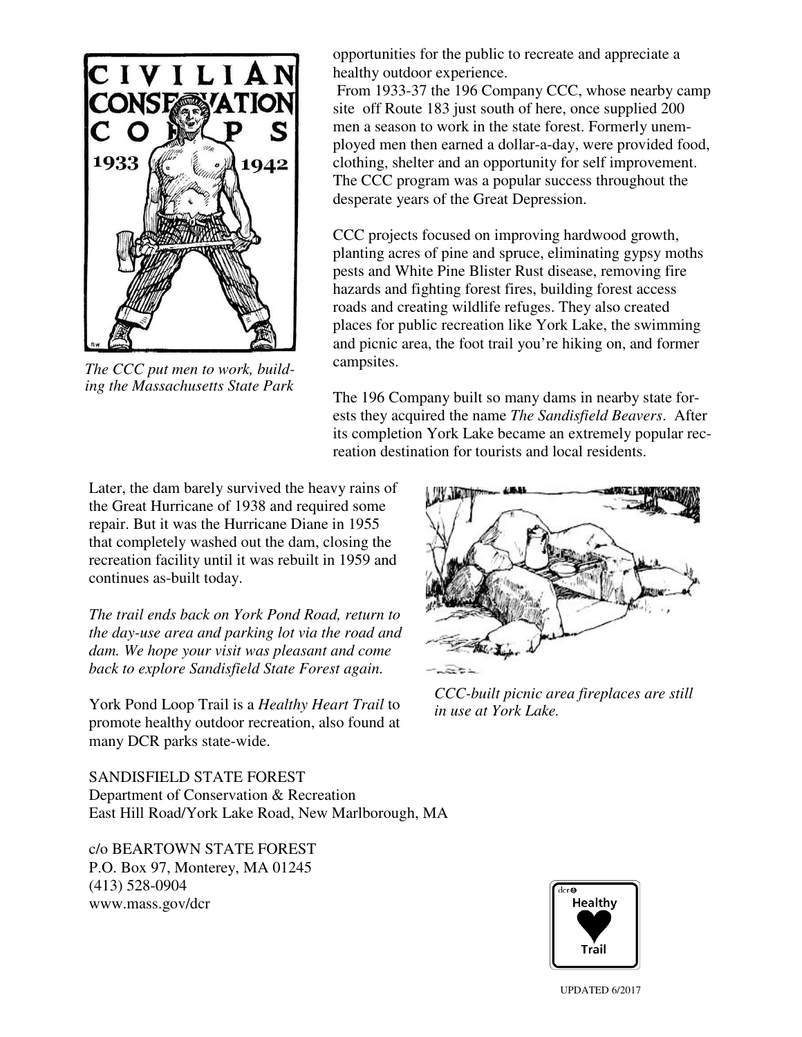*The CCC put men to work, building the Massachusetts State Park*

opportunities for the public to recreate and appreciate a healthy outdoor experience.

From 1933-37 the 196 Company CCC, whose nearby camp site off Route 183 just south of here, once supplied 200 men a season to work in the state forest. Formerly unemployed men then earned a dollar-a-day, were provided food, clothing, shelter and an opportunity for self improvement. The CCC program was a popular success throughout the desperate years of the Great Depression.

CCC projects focused on improving hardwood growth, planting acres of pine and spruce, eliminating gypsy moths pests and White Pine Blister Rust disease, removing fire hazards and fighting forest fires, building forest access roads and creating wildlife refuges. They also created places for public recreation like York Lake, the swimming and picnic area, the foot trail you're hiking on, and former campsites.

The 196 Company built so many dams in nearby state forests they acquired the name *The Sandisfield Beavers*. After its completion York Lake became an extremely popular recreation destination for tourists and local residents.

Later, the dam barely survived the heavy rains of the Great Hurricane of 1938 and required some repair. But it was the Hurricane Diane in 1955 that completely washed out the dam, closing the recreation facility until it was rebuilt in 1959 and continues as-built today.

*The trail ends back on York Pond Road, return to the day-use area and parking lot via the road and dam. We hope your visit was pleasant and come back to explore Sandisfield State Forest again.*

York Pond Loop Trail is a *Healthy Heart Trail* to promote healthy outdoor recreation, also found at many DCR parks state-wide.

*CCC-built picnic area fireplaces are still in use at York Lake.*

SANDISFIELD STATE FOREST
Department of Conservation & Recreation
East Hill Road/York Lake Road, New Marlborough, MA

c/o BEARTOWN STATE FOREST
P.O. Box 97, Monterey, MA 01245
(413) 528-0904
www.mass.gov/dcr

UPDATED 6/2017